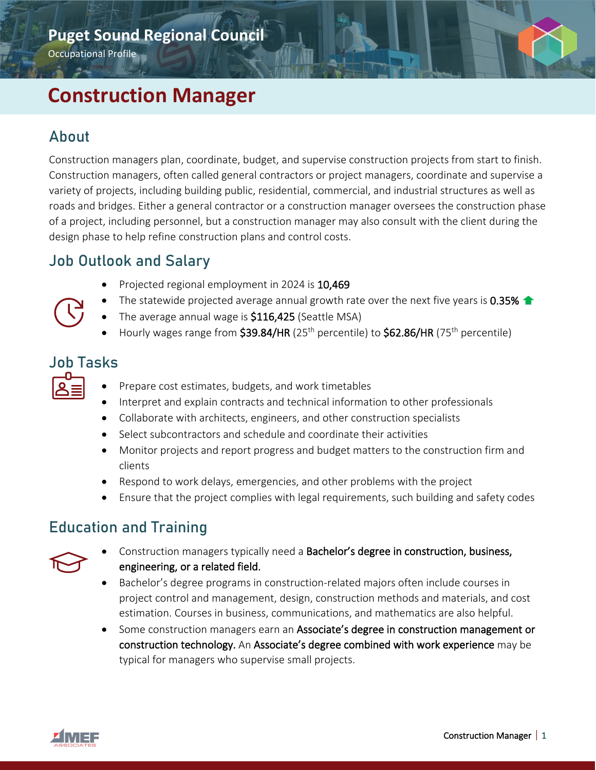Puget Sound Regional Council

Occupational Profile

# Construction Manager

## About

Construction managers plan, coordinate, budget, and supervise construction projects from start to finish. Construction managers, often called general contractors or project managers, coordinate and supervise a variety of projects, including building public, residential, commercial, and industrial structures as well as roads and bridges. Either a general contractor or a construction manager oversees the construction phase of a project, including personnel, but a construction manager may also consult with the client during the design phase to help refine construction plans and control costs.

## Job Outlook and Salary

- Projected regional employment in 2024 is **10,469**
- The statewide projected average annual growth rate over the next five years is **0.35%** ⬆
- The average annual wage is **$116,425** (Seattle MSA)
- Hourly wages range from **$39.84/HR** ($25^{th}$ percentile) to **$62.86/HR** ($75^{th}$ percentile)

## Job Tasks

- Prepare cost estimates, budgets, and work timetables
- Interpret and explain contracts and technical information to other professionals
- Collaborate with architects, engineers, and other construction specialists
- Select subcontractors and schedule and coordinate their activities
- Monitor projects and report progress and budget matters to the construction firm and clients
- Respond to work delays, emergencies, and other problems with the project
- Ensure that the project complies with legal requirements, such building and safety codes

## Education and Training

- Construction managers typically need a **Bachelor's degree in construction, business, engineering, or a related field.**
- Bachelor's degree programs in construction-related majors often include courses in project control and management, design, construction methods and materials, and cost estimation. Courses in business, communications, and mathematics are also helpful.
- Some construction managers earn an **Associate's degree in construction management or construction technology.** An **Associate's degree combined with work experience** may be typical for managers who supervise small projects.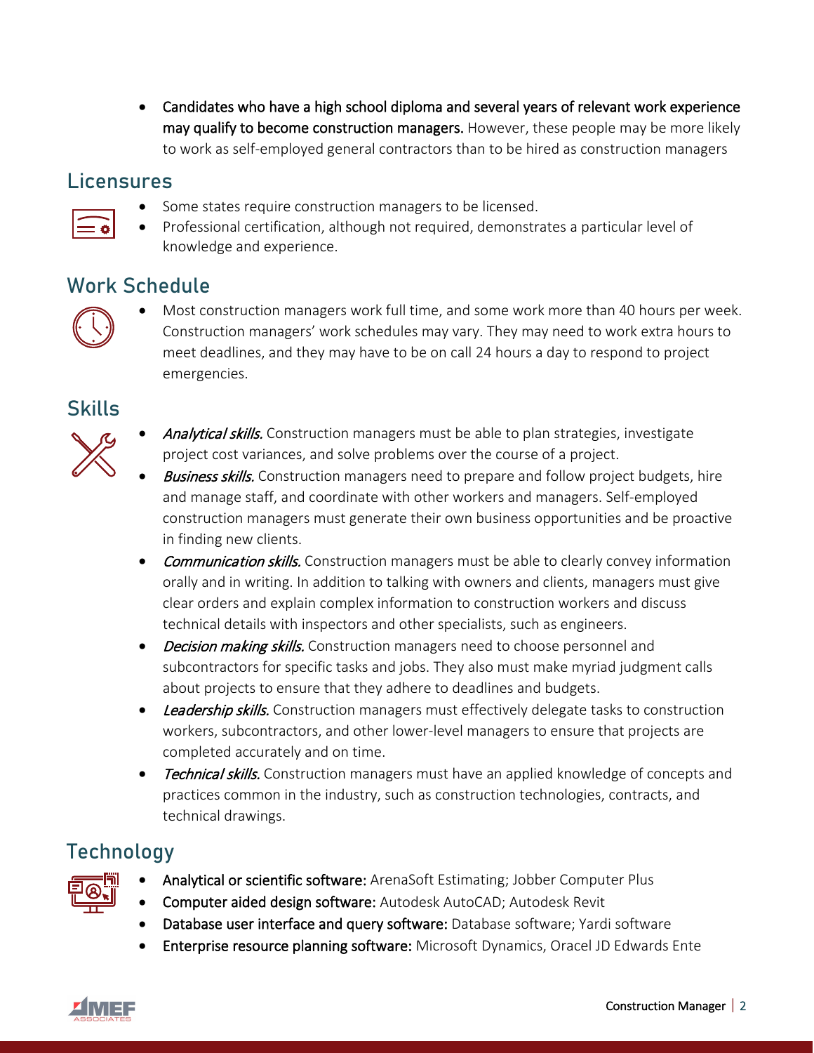- **Candidates who have a high school diploma and several years of relevant work experience may qualify to become construction managers.** However, these people may be more likely to work as self-employed general contractors than to be hired as construction managers

## Licensures

- Some states require construction managers to be licensed.
- Professional certification, although not required, demonstrates a particular level of knowledge and experience.

## Work Schedule

- Most construction managers work full time, and some work more than 40 hours per week. Construction managers' work schedules may vary. They may need to work extra hours to meet deadlines, and they may have to be on call 24 hours a day to respond to project emergencies.

## Skills

- *Analytical skills.* Construction managers must be able to plan strategies, investigate project cost variances, and solve problems over the course of a project.
- *Business skills.* Construction managers need to prepare and follow project budgets, hire and manage staff, and coordinate with other workers and managers. Self-employed construction managers must generate their own business opportunities and be proactive in finding new clients.
- *Communication skills.* Construction managers must be able to clearly convey information orally and in writing. In addition to talking with owners and clients, managers must give clear orders and explain complex information to construction workers and discuss technical details with inspectors and other specialists, such as engineers.
- *Decision making skills.* Construction managers need to choose personnel and subcontractors for specific tasks and jobs. They also must make myriad judgment calls about projects to ensure that they adhere to deadlines and budgets.
- *Leadership skills.* Construction managers must effectively delegate tasks to construction workers, subcontractors, and other lower-level managers to ensure that projects are completed accurately and on time.
- *Technical skills.* Construction managers must have an applied knowledge of concepts and practices common in the industry, such as construction technologies, contracts, and technical drawings.

## Technology

- **Analytical or scientific software:** ArenaSoft Estimating; Jobber Computer Plus
- **Computer aided design software:** Autodesk AutoCAD; Autodesk Revit
- **Database user interface and query software:** Database software; Yardi software
- **Enterprise resource planning software:** Microsoft Dynamics, Oracel JD Edwards Ente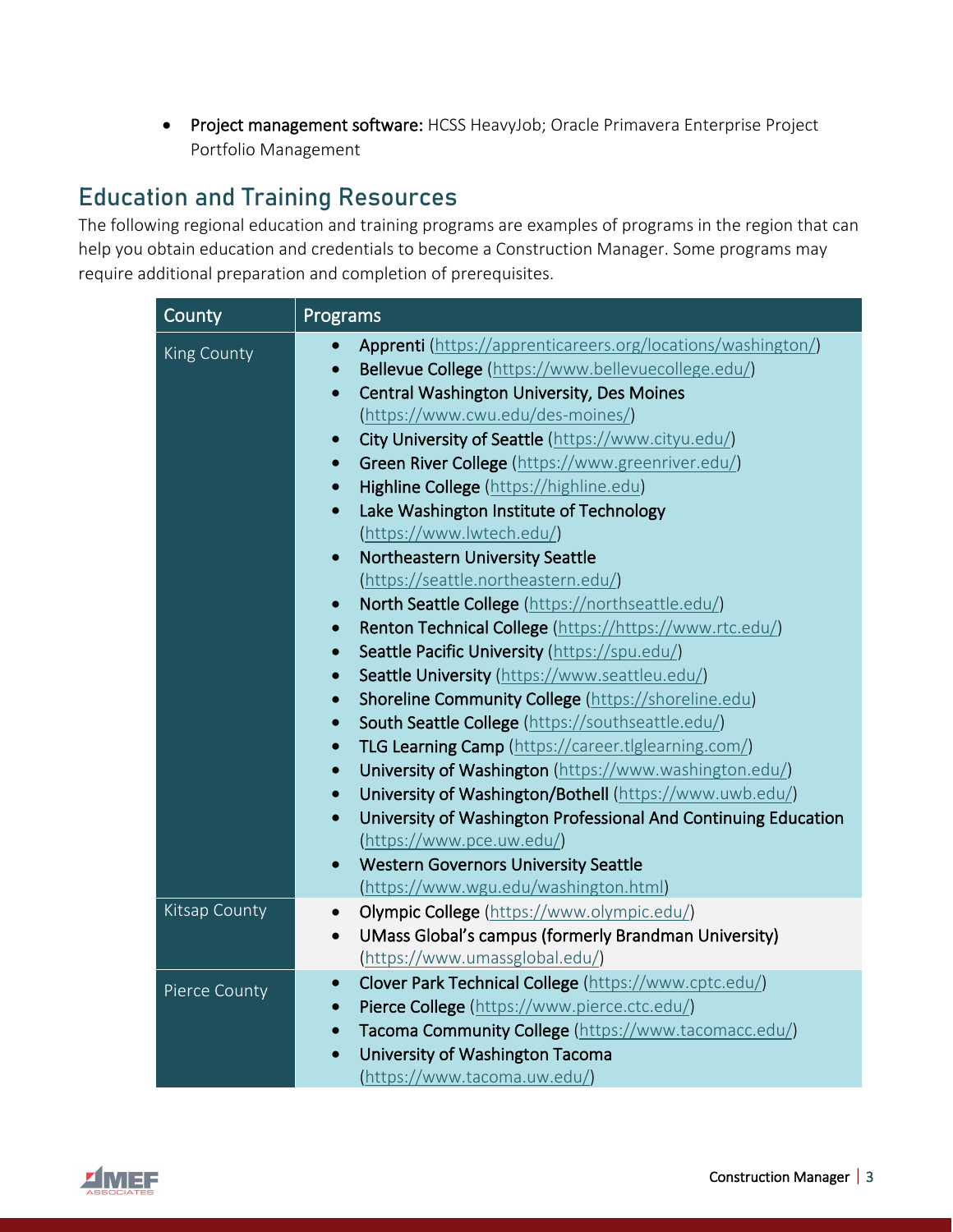- **Project management software:** HCSS HeavyJob; Oracle Primavera Enterprise Project Portfolio Management

## Education and Training Resources

The following regional education and training programs are examples of programs in the region that can help you obtain education and credentials to become a Construction Manager. Some programs may require additional preparation and completion of prerequisites.

| County | Programs |
| --- | --- |
| King County | • **Apprenti** (https://apprenticareers.org/locations/washington/)<br>• **Bellevue College** (https://www.bellevuecollege.edu/)<br>• **Central Washington University, Des Moines** (https://www.cwu.edu/des-moines/)<br>• **City University of Seattle** (https://www.cityu.edu/)<br>• **Green River College** (https://www.greenriver.edu/)<br>• **Highline College** (https://highline.edu)<br>• **Lake Washington Institute of Technology** (https://www.lwtech.edu/)<br>• **Northeastern University Seattle** (https://seattle.northeastern.edu/)<br>• **North Seattle College** (https://northseattle.edu/)<br>• **Renton Technical College** (https://https://www.rtc.edu/)<br>• **Seattle Pacific University** (https://spu.edu/)<br>• **Seattle University** (https://www.seattleu.edu/)<br>• **Shoreline Community College** (https://shoreline.edu)<br>• **South Seattle College** (https://southseattle.edu/)<br>• **TLG Learning Camp** (https://career.tlglearning.com/)<br>• **University of Washington** (https://www.washington.edu/)<br>• **University of Washington/Bothell** (https://www.uwb.edu/)<br>• **University of Washington Professional And Continuing Education** (https://www.pce.uw.edu/)<br>• **Western Governors University Seattle** (https://www.wgu.edu/washington.html) |
| Kitsap County | • **Olympic College** (https://www.olympic.edu/)<br>• **UMass Global's campus (formerly Brandman University)** (https://www.umassglobal.edu/) |
| Pierce County | • **Clover Park Technical College** (https://www.cptc.edu/)<br>• **Pierce College** (https://www.pierce.ctc.edu/)<br>• **Tacoma Community College** (https://www.tacomacc.edu/)<br>• **University of Washington Tacoma** (https://www.tacoma.uw.edu/) |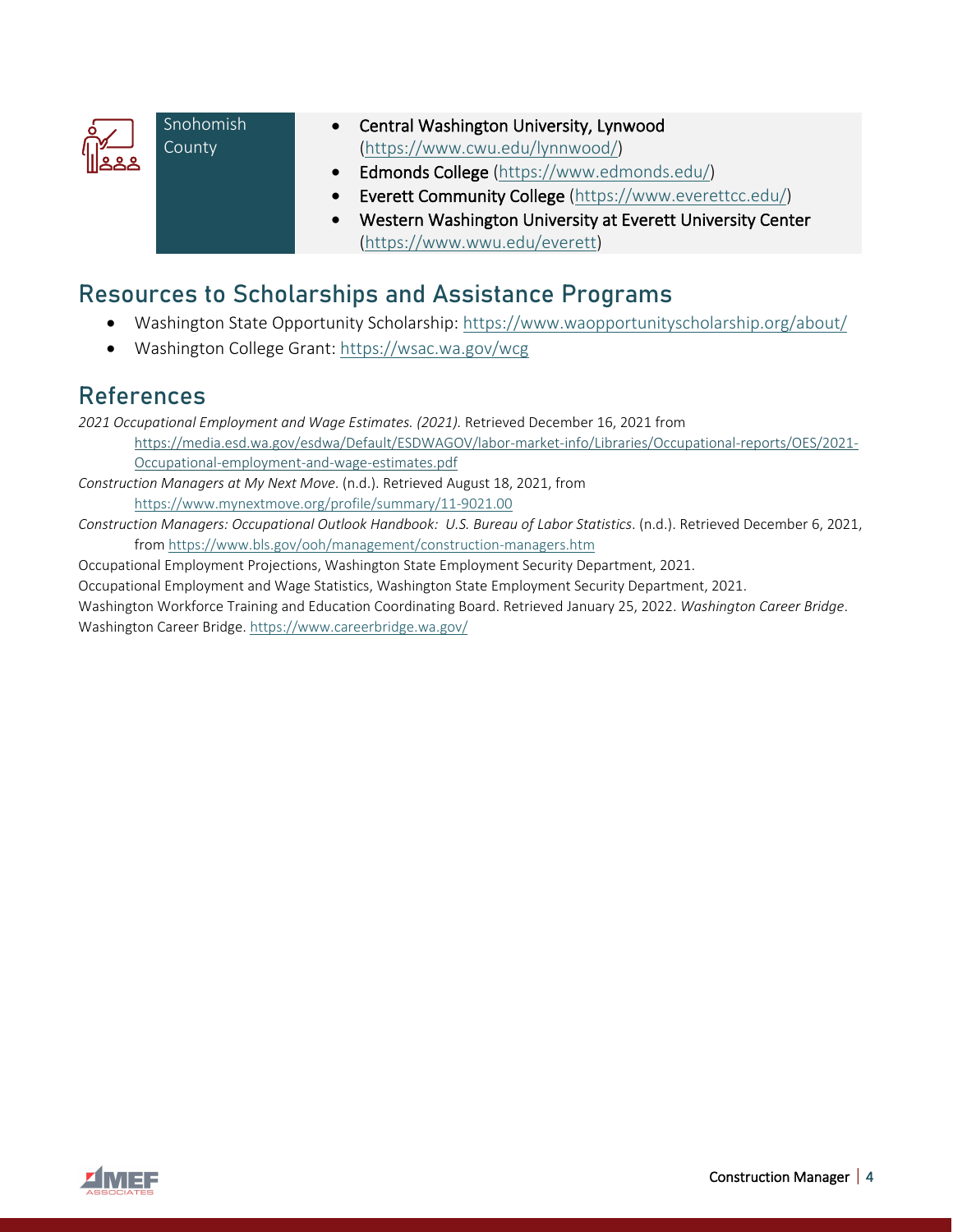| | |
|---|---|
| Snohomish County | • Central Washington University, Lynwood (https://www.cwu.edu/lynnwood/)<br>• Edmonds College (https://www.edmonds.edu/)<br>• Everett Community College (https://www.everettcc.edu/)<br>• Western Washington University at Everett University Center (https://www.wwu.edu/everett) |

## Resources to Scholarships and Assistance Programs

- Washington State Opportunity Scholarship: https://www.waopportunityscholarship.org/about/
- Washington College Grant: https://wsac.wa.gov/wcg

## References

*2021 Occupational Employment and Wage Estimates. (2021).* Retrieved December 16, 2021 from https://media.esd.wa.gov/esdwa/Default/ESDWAGOV/labor-market-info/Libraries/Occupational-reports/OES/2021-Occupational-employment-and-wage-estimates.pdf

*Construction Managers at My Next Move*. (n.d.). Retrieved August 18, 2021, from https://www.mynextmove.org/profile/summary/11-9021.00

*Construction Managers: Occupational Outlook Handbook: U.S. Bureau of Labor Statistics*. (n.d.). Retrieved December 6, 2021, from https://www.bls.gov/ooh/management/construction-managers.htm

Occupational Employment Projections, Washington State Employment Security Department, 2021.

Occupational Employment and Wage Statistics, Washington State Employment Security Department, 2021.

Washington Workforce Training and Education Coordinating Board. Retrieved January 25, 2022. *Washington Career Bridge*. Washington Career Bridge. https://www.careerbridge.wa.gov/